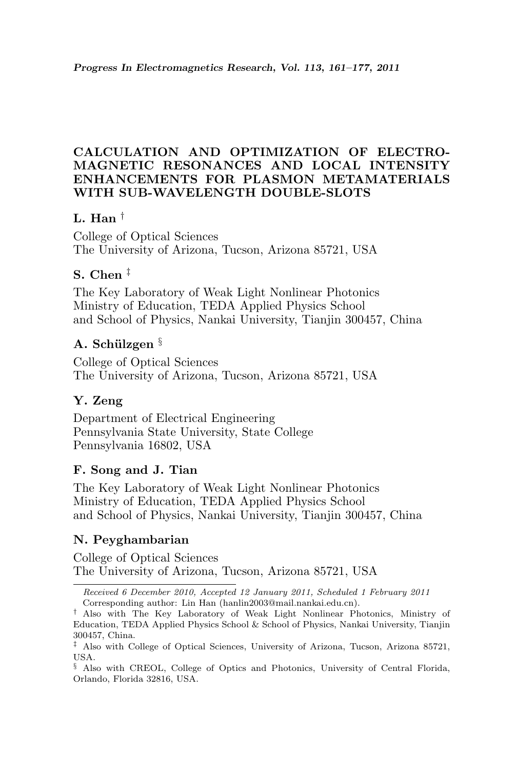# CALCULATION AND OPTIMIZATION OF ELECTRO-MAGNETIC RESONANCES AND LOCAL INTENSITY ENHANCEMENTS FOR PLASMON METAMATERIALS WITH SUB-WAVELENGTH DOUBLE-SLOTS

**L. Han** †

College of Optical Sciences
The University of Arizona, Tucson, Arizona 85721, USA

**S. Chen** ‡

The Key Laboratory of Weak Light Nonlinear Photonics
Ministry of Education, TEDA Applied Physics School
and School of Physics, Nankai University, Tianjin 300457, China

**A. Schülzgen** §

College of Optical Sciences
The University of Arizona, Tucson, Arizona 85721, USA

**Y. Zeng**

Department of Electrical Engineering
Pennsylvania State University, State College
Pennsylvania 16802, USA

**F. Song and J. Tian**

The Key Laboratory of Weak Light Nonlinear Photonics
Ministry of Education, TEDA Applied Physics School
and School of Physics, Nankai University, Tianjin 300457, China

**N. Peyghambarian**

College of Optical Sciences
The University of Arizona, Tucson, Arizona 85721, USA

---

*Received 6 December 2010, Accepted 12 January 2011, Scheduled 1 February 2011*
Corresponding author: Lin Han (hanlin2003@mail.nankai.edu.cn).

† Also with The Key Laboratory of Weak Light Nonlinear Photonics, Ministry of Education, TEDA Applied Physics School & School of Physics, Nankai University, Tianjin 300457, China.

‡ Also with College of Optical Sciences, University of Arizona, Tucson, Arizona 85721, USA.

§ Also with CREOL, College of Optics and Photonics, University of Central Florida, Orlando, Florida 32816, USA.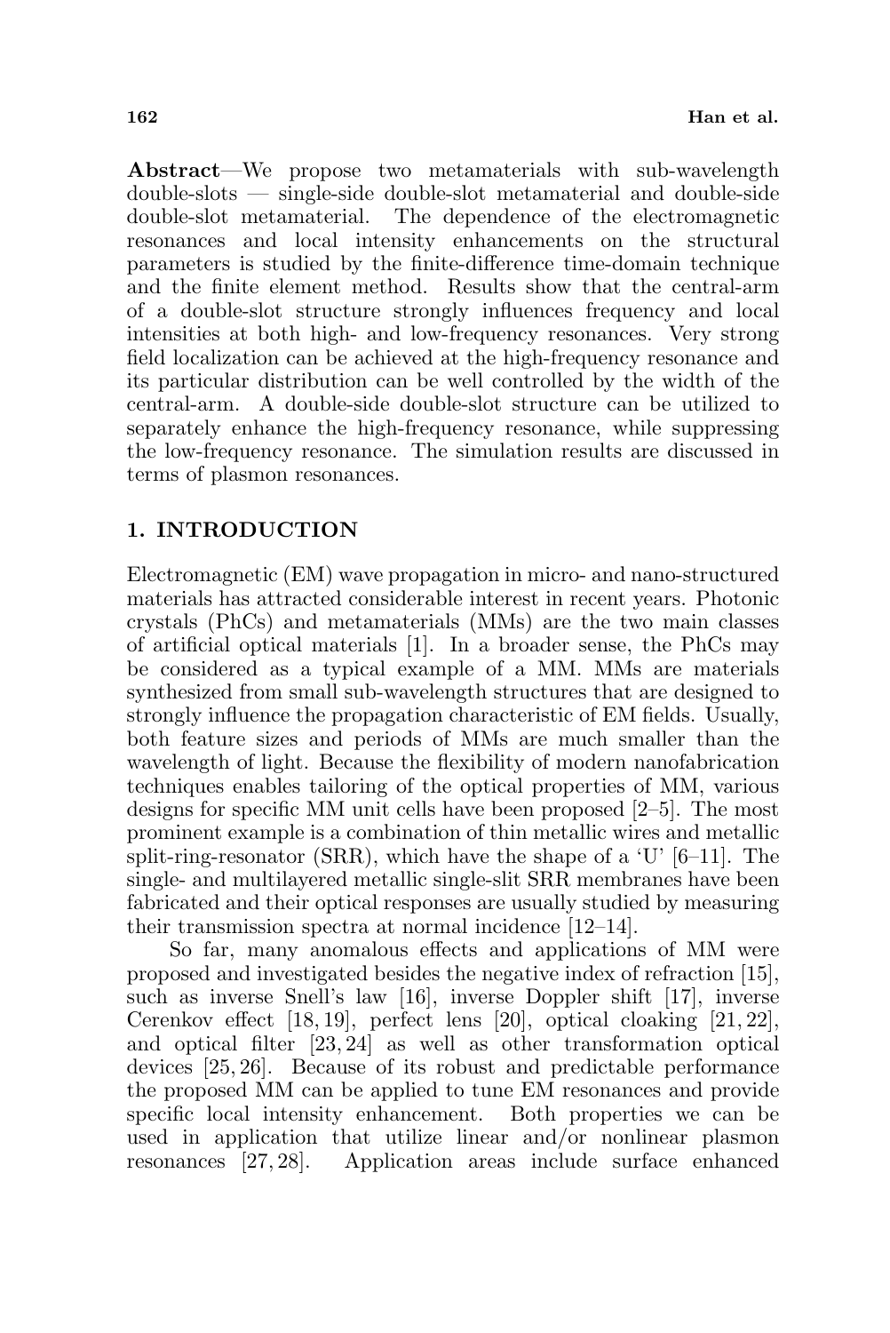**Abstract**—We propose two metamaterials with sub-wavelength double-slots — single-side double-slot metamaterial and double-side double-slot metamaterial. The dependence of the electromagnetic resonances and local intensity enhancements on the structural parameters is studied by the finite-difference time-domain technique and the finite element method. Results show that the central-arm of a double-slot structure strongly influences frequency and local intensities at both high- and low-frequency resonances. Very strong field localization can be achieved at the high-frequency resonance and its particular distribution can be well controlled by the width of the central-arm. A double-side double-slot structure can be utilized to separately enhance the high-frequency resonance, while suppressing the low-frequency resonance. The simulation results are discussed in terms of plasmon resonances.

## 1. INTRODUCTION

Electromagnetic (EM) wave propagation in micro- and nano-structured materials has attracted considerable interest in recent years. Photonic crystals (PhCs) and metamaterials (MMs) are the two main classes of artificial optical materials [1]. In a broader sense, the PhCs may be considered as a typical example of a MM. MMs are materials synthesized from small sub-wavelength structures that are designed to strongly influence the propagation characteristic of EM fields. Usually, both feature sizes and periods of MMs are much smaller than the wavelength of light. Because the flexibility of modern nanofabrication techniques enables tailoring of the optical properties of MM, various designs for specific MM unit cells have been proposed [2–5]. The most prominent example is a combination of thin metallic wires and metallic split-ring-resonator (SRR), which have the shape of a 'U' [6–11]. The single- and multilayered metallic single-slit SRR membranes have been fabricated and their optical responses are usually studied by measuring their transmission spectra at normal incidence [12–14].

So far, many anomalous effects and applications of MM were proposed and investigated besides the negative index of refraction [15], such as inverse Snell's law [16], inverse Doppler shift [17], inverse Cerenkov effect [18, 19], perfect lens [20], optical cloaking [21, 22], and optical filter [23, 24] as well as other transformation optical devices [25, 26]. Because of its robust and predictable performance the proposed MM can be applied to tune EM resonances and provide specific local intensity enhancement. Both properties we can be used in application that utilize linear and/or nonlinear plasmon resonances [27, 28]. Application areas include surface enhanced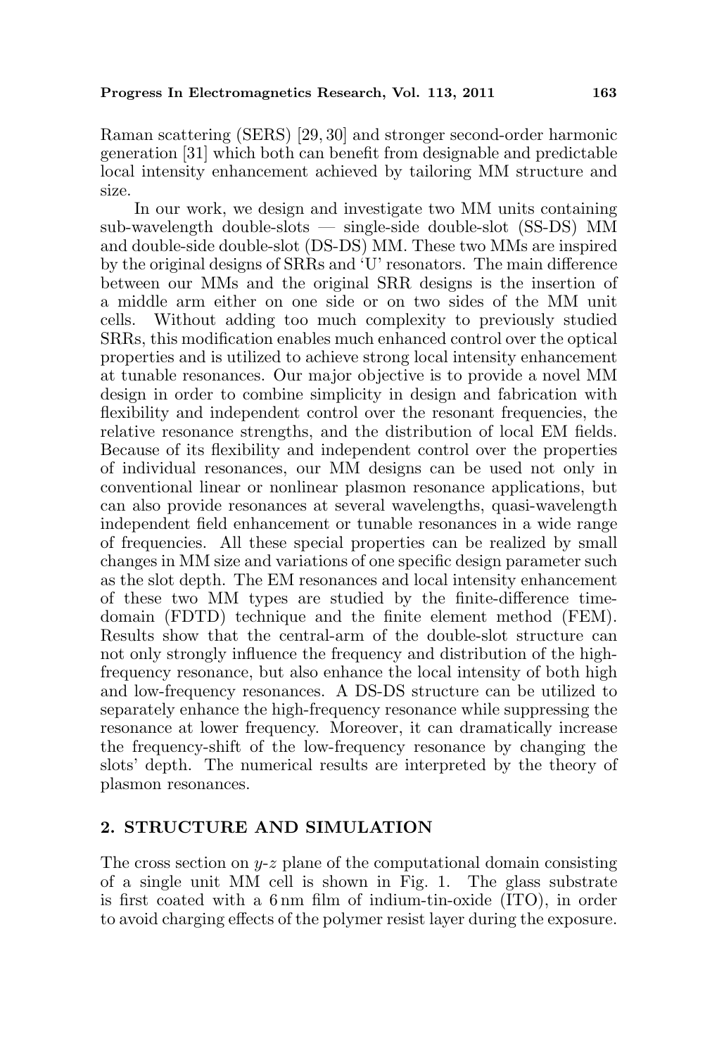Raman scattering (SERS) [29, 30] and stronger second-order harmonic generation [31] which both can benefit from designable and predictable local intensity enhancement achieved by tailoring MM structure and size.

In our work, we design and investigate two MM units containing sub-wavelength double-slots — single-side double-slot (SS-DS) MM and double-side double-slot (DS-DS) MM. These two MMs are inspired by the original designs of SRRs and 'U' resonators. The main difference between our MMs and the original SRR designs is the insertion of a middle arm either on one side or on two sides of the MM unit cells. Without adding too much complexity to previously studied SRRs, this modification enables much enhanced control over the optical properties and is utilized to achieve strong local intensity enhancement at tunable resonances. Our major objective is to provide a novel MM design in order to combine simplicity in design and fabrication with flexibility and independent control over the resonant frequencies, the relative resonance strengths, and the distribution of local EM fields. Because of its flexibility and independent control over the properties of individual resonances, our MM designs can be used not only in conventional linear or nonlinear plasmon resonance applications, but can also provide resonances at several wavelengths, quasi-wavelength independent field enhancement or tunable resonances in a wide range of frequencies. All these special properties can be realized by small changes in MM size and variations of one specific design parameter such as the slot depth. The EM resonances and local intensity enhancement of these two MM types are studied by the finite-difference time-domain (FDTD) technique and the finite element method (FEM). Results show that the central-arm of the double-slot structure can not only strongly influence the frequency and distribution of the high-frequency resonance, but also enhance the local intensity of both high and low-frequency resonances. A DS-DS structure can be utilized to separately enhance the high-frequency resonance while suppressing the resonance at lower frequency. Moreover, it can dramatically increase the frequency-shift of the low-frequency resonance by changing the slots' depth. The numerical results are interpreted by the theory of plasmon resonances.

## 2. STRUCTURE AND SIMULATION

The cross section on $y$-$z$ plane of the computational domain consisting of a single unit MM cell is shown in Fig. 1. The glass substrate is first coated with a 6 nm film of indium-tin-oxide (ITO), in order to avoid charging effects of the polymer resist layer during the exposure.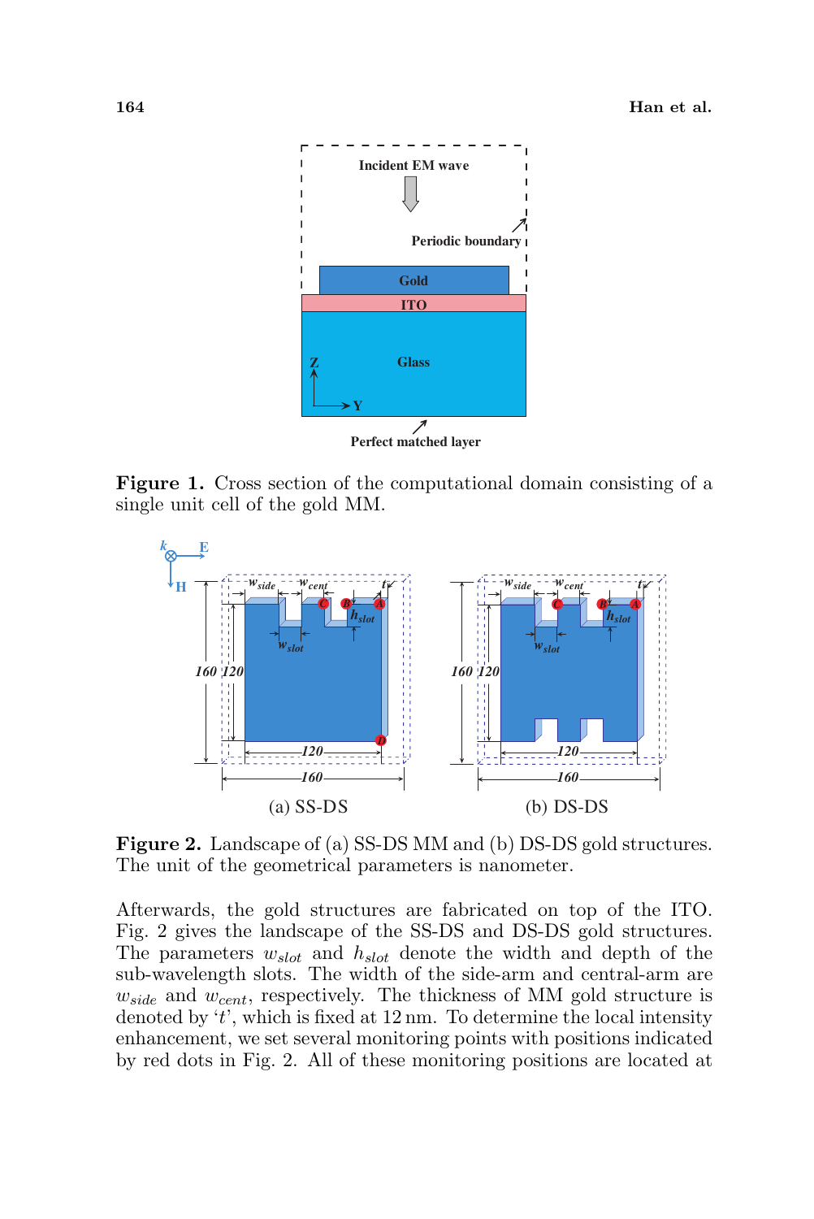**Figure 1.** Cross section of the computational domain consisting of a single unit cell of the gold MM.

**Figure 2.** Landscape of (a) SS-DS MM and (b) DS-DS gold structures. The unit of the geometrical parameters is nanometer.

Afterwards, the gold structures are fabricated on top of the ITO. Fig. 2 gives the landscape of the SS-DS and DS-DS gold structures. The parameters $w_{slot}$ and $h_{slot}$ denote the width and depth of the sub-wavelength slots. The width of the side-arm and central-arm are $w_{side}$ and $w_{cent}$, respectively. The thickness of MM gold structure is denoted by '$t$', which is fixed at 12 nm. To determine the local intensity enhancement, we set several monitoring points with positions indicated by red dots in Fig. 2. All of these monitoring positions are located at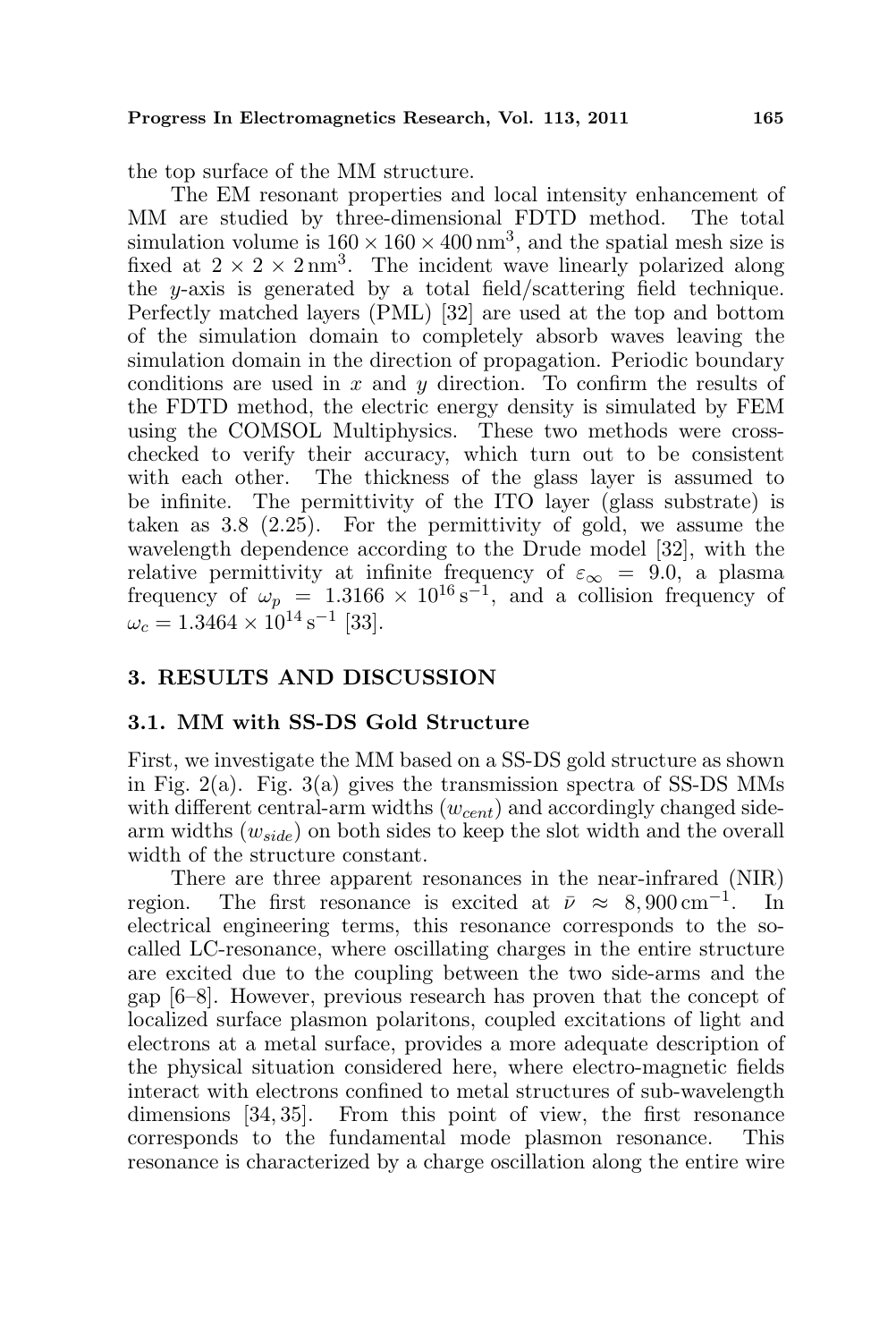the top surface of the MM structure.

The EM resonant properties and local intensity enhancement of MM are studied by three-dimensional FDTD method. The total simulation volume is $160 \times 160 \times 400\,\text{nm}^3$, and the spatial mesh size is fixed at $2 \times 2 \times 2\,\text{nm}^3$. The incident wave linearly polarized along the $y$-axis is generated by a total field/scattering field technique. Perfectly matched layers (PML) [32] are used at the top and bottom of the simulation domain to completely absorb waves leaving the simulation domain in the direction of propagation. Periodic boundary conditions are used in $x$ and $y$ direction. To confirm the results of the FDTD method, the electric energy density is simulated by FEM using the COMSOL Multiphysics. These two methods were cross-checked to verify their accuracy, which turn out to be consistent with each other. The thickness of the glass layer is assumed to be infinite. The permittivity of the ITO layer (glass substrate) is taken as 3.8 (2.25). For the permittivity of gold, we assume the wavelength dependence according to the Drude model [32], with the relative permittivity at infinite frequency of $\varepsilon_\infty = 9.0$, a plasma frequency of $\omega_p = 1.3166 \times 10^{16}\,\text{s}^{-1}$, and a collision frequency of $\omega_c = 1.3464 \times 10^{14}\,\text{s}^{-1}$ [33].

## 3. RESULTS AND DISCUSSION

### 3.1. MM with SS-DS Gold Structure

First, we investigate the MM based on a SS-DS gold structure as shown in Fig. 2(a). Fig. 3(a) gives the transmission spectra of SS-DS MMs with different central-arm widths ($w_{cent}$) and accordingly changed side-arm widths ($w_{side}$) on both sides to keep the slot width and the overall width of the structure constant.

There are three apparent resonances in the near-infrared (NIR) region. The first resonance is excited at $\bar{\nu} \approx 8{,}900\,\text{cm}^{-1}$. In electrical engineering terms, this resonance corresponds to the so-called LC-resonance, where oscillating charges in the entire structure are excited due to the coupling between the two side-arms and the gap [6–8]. However, previous research has proven that the concept of localized surface plasmon polaritons, coupled excitations of light and electrons at a metal surface, provides a more adequate description of the physical situation considered here, where electro-magnetic fields interact with electrons confined to metal structures of sub-wavelength dimensions [34, 35]. From this point of view, the first resonance corresponds to the fundamental mode plasmon resonance. This resonance is characterized by a charge oscillation along the entire wire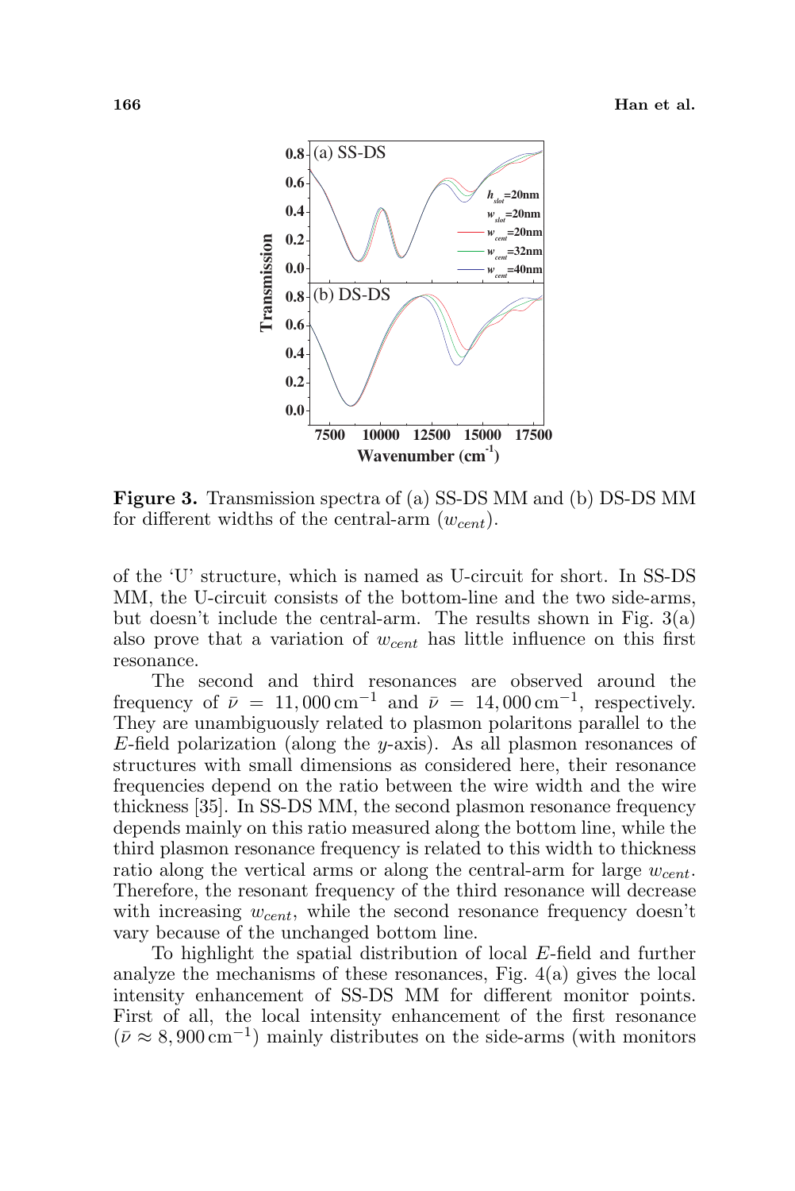**Figure 3.** Transmission spectra of (a) SS-DS MM and (b) DS-DS MM for different widths of the central-arm ($w_{cent}$).

of the 'U' structure, which is named as U-circuit for short. In SS-DS MM, the U-circuit consists of the bottom-line and the two side-arms, but doesn't include the central-arm. The results shown in Fig. 3(a) also prove that a variation of $w_{cent}$ has little influence on this first resonance.

The second and third resonances are observed around the frequency of $\bar{\nu} = 11,000\,\text{cm}^{-1}$ and $\bar{\nu} = 14,000\,\text{cm}^{-1}$, respectively. They are unambiguously related to plasmon polaritons parallel to the $E$-field polarization (along the $y$-axis). As all plasmon resonances of structures with small dimensions as considered here, their resonance frequencies depend on the ratio between the wire width and the wire thickness [35]. In SS-DS MM, the second plasmon resonance frequency depends mainly on this ratio measured along the bottom line, while the third plasmon resonance frequency is related to this width to thickness ratio along the vertical arms or along the central-arm for large $w_{cent}$. Therefore, the resonant frequency of the third resonance will decrease with increasing $w_{cent}$, while the second resonance frequency doesn't vary because of the unchanged bottom line.

To highlight the spatial distribution of local $E$-field and further analyze the mechanisms of these resonances, Fig. 4(a) gives the local intensity enhancement of SS-DS MM for different monitor points. First of all, the local intensity enhancement of the first resonance ($\bar{\nu} \approx 8,900\,\text{cm}^{-1}$) mainly distributes on the side-arms (with monitors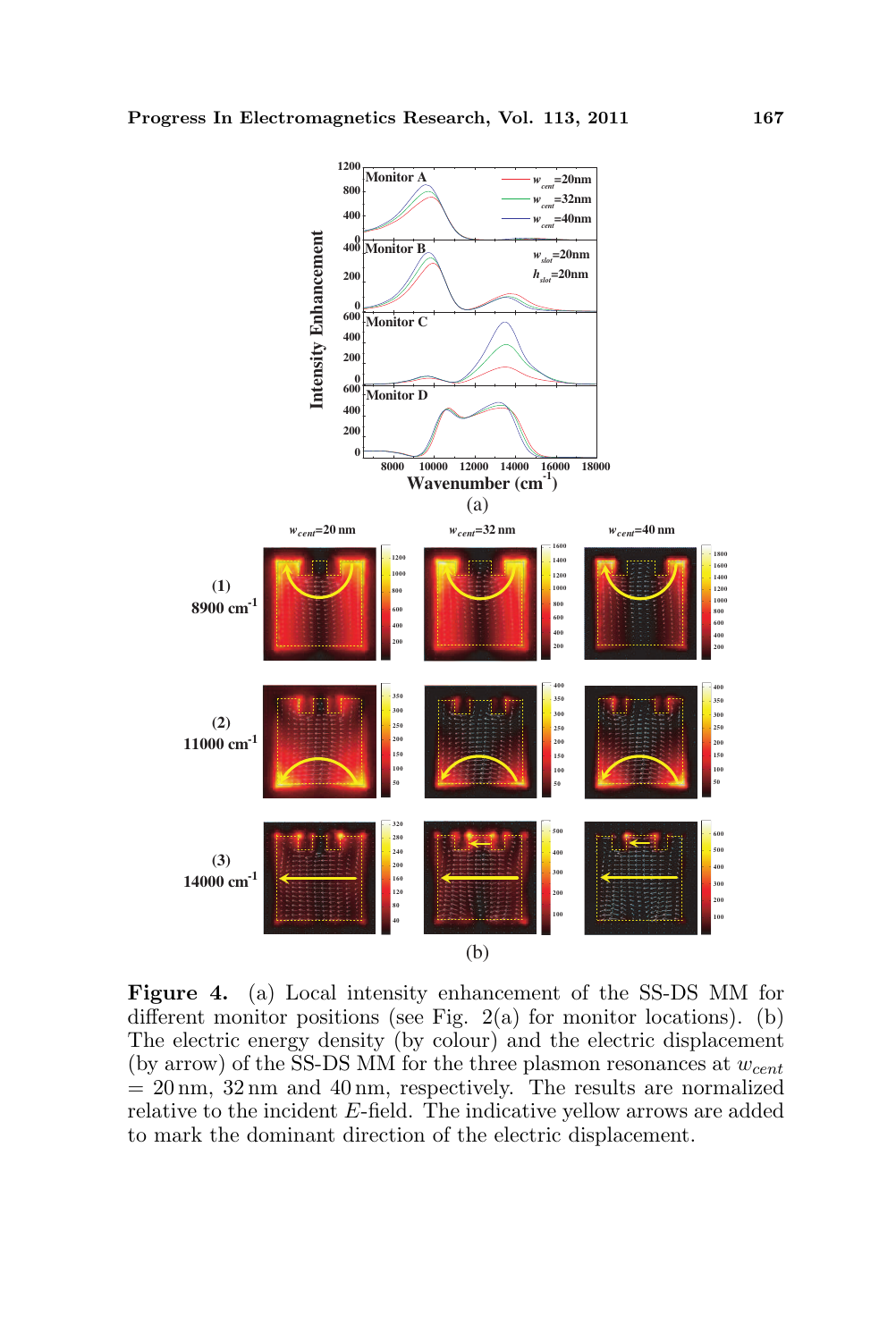**Figure 4.** (a) Local intensity enhancement of the SS-DS MM for different monitor positions (see Fig. 2(a) for monitor locations). (b) The electric energy density (by colour) and the electric displacement (by arrow) of the SS-DS MM for the three plasmon resonances at $w_{cent}$ = 20 nm, 32 nm and 40 nm, respectively. The results are normalized relative to the incident $E$-field. The indicative yellow arrows are added to mark the dominant direction of the electric displacement.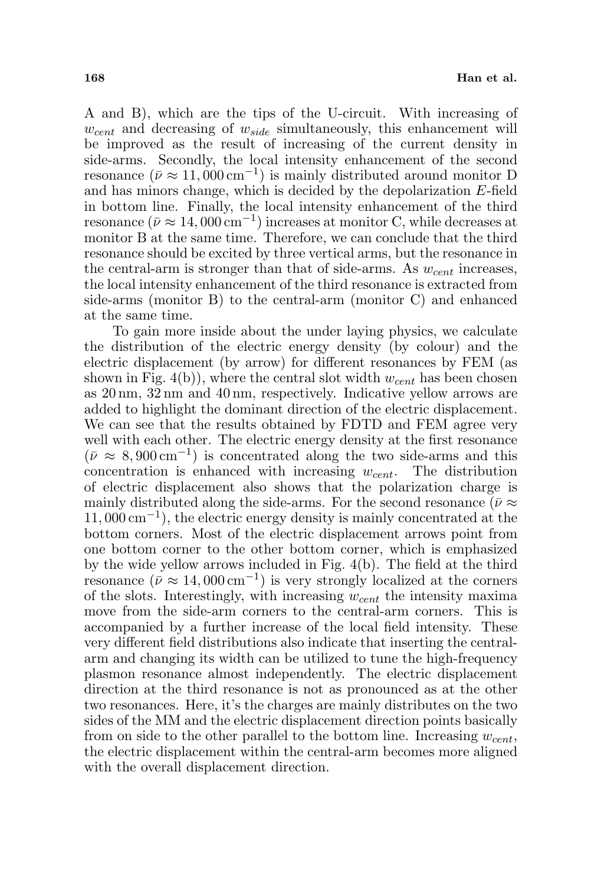A and B), which are the tips of the U-circuit. With increasing of $w_{cent}$ and decreasing of $w_{side}$ simultaneously, this enhancement will be improved as the result of increasing of the current density in side-arms. Secondly, the local intensity enhancement of the second resonance ($\bar{\nu} \approx 11,000\,\mathrm{cm}^{-1}$) is mainly distributed around monitor D and has minors change, which is decided by the depolarization $E$-field in bottom line. Finally, the local intensity enhancement of the third resonance ($\bar{\nu} \approx 14,000\,\mathrm{cm}^{-1}$) increases at monitor C, while decreases at monitor B at the same time. Therefore, we can conclude that the third resonance should be excited by three vertical arms, but the resonance in the central-arm is stronger than that of side-arms. As $w_{cent}$ increases, the local intensity enhancement of the third resonance is extracted from side-arms (monitor B) to the central-arm (monitor C) and enhanced at the same time.

To gain more inside about the under laying physics, we calculate the distribution of the electric energy density (by colour) and the electric displacement (by arrow) for different resonances by FEM (as shown in Fig. 4(b)), where the central slot width $w_{cent}$ has been chosen as 20 nm, 32 nm and 40 nm, respectively. Indicative yellow arrows are added to highlight the dominant direction of the electric displacement. We can see that the results obtained by FDTD and FEM agree very well with each other. The electric energy density at the first resonance ($\bar{\nu} \approx 8,900\,\mathrm{cm}^{-1}$) is concentrated along the two side-arms and this concentration is enhanced with increasing $w_{cent}$. The distribution of electric displacement also shows that the polarization charge is mainly distributed along the side-arms. For the second resonance ($\bar{\nu} \approx 11,000\,\mathrm{cm}^{-1}$), the electric energy density is mainly concentrated at the bottom corners. Most of the electric displacement arrows point from one bottom corner to the other bottom corner, which is emphasized by the wide yellow arrows included in Fig. 4(b). The field at the third resonance ($\bar{\nu} \approx 14,000\,\mathrm{cm}^{-1}$) is very strongly localized at the corners of the slots. Interestingly, with increasing $w_{cent}$ the intensity maxima move from the side-arm corners to the central-arm corners. This is accompanied by a further increase of the local field intensity. These very different field distributions also indicate that inserting the central-arm and changing its width can be utilized to tune the high-frequency plasmon resonance almost independently. The electric displacement direction at the third resonance is not as pronounced as at the other two resonances. Here, it's the charges are mainly distributes on the two sides of the MM and the electric displacement direction points basically from on side to the other parallel to the bottom line. Increasing $w_{cent}$, the electric displacement within the central-arm becomes more aligned with the overall displacement direction.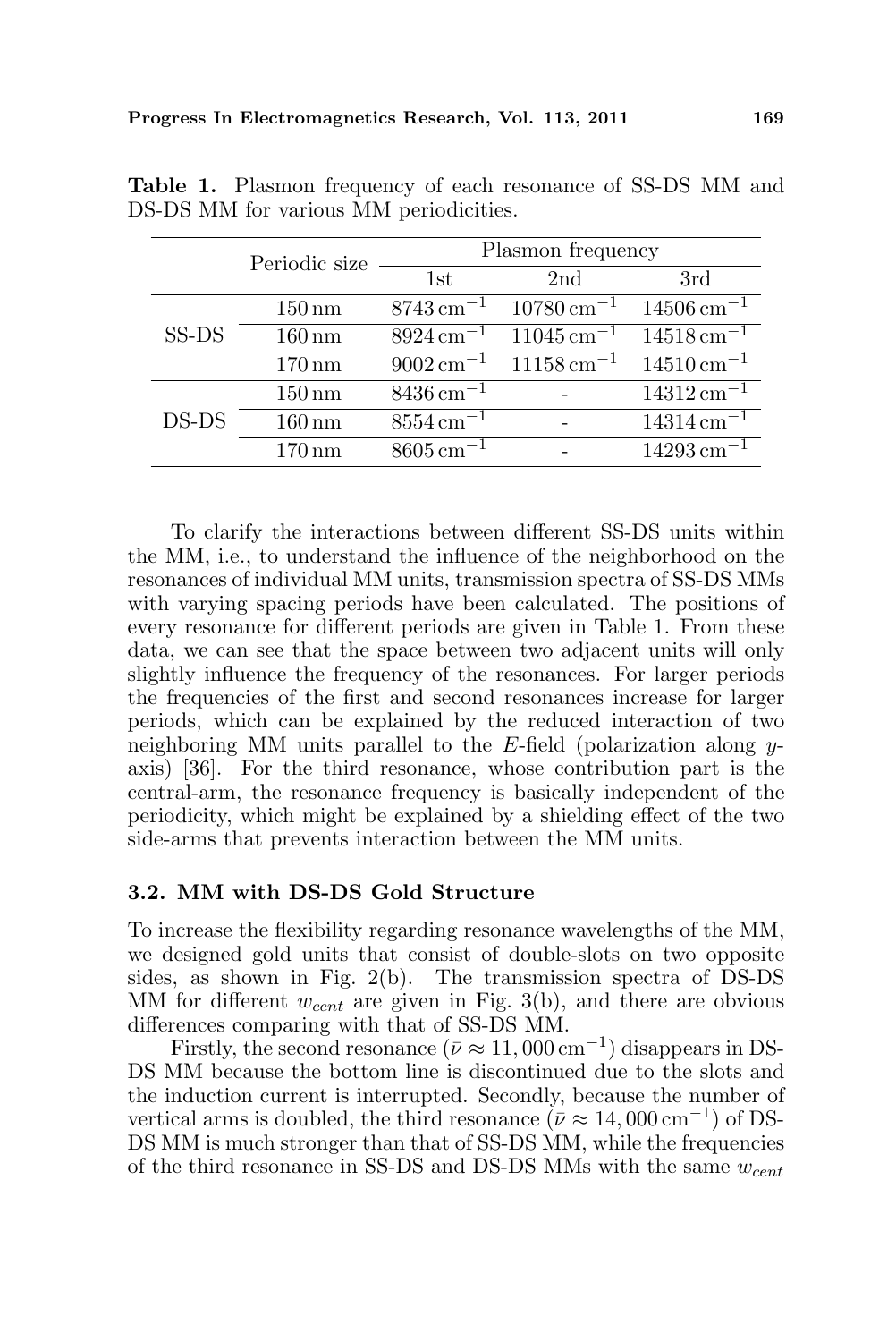**Table 1.** Plasmon frequency of each resonance of SS-DS MM and DS-DS MM for various MM periodicities.

| | Periodic size | Plasmon frequency | | |
|---|---|---|---|---|
| | | 1st | 2nd | 3rd |
| SS-DS | 150 nm | $8743\,\mathrm{cm}^{-1}$ | $10780\,\mathrm{cm}^{-1}$ | $14506\,\mathrm{cm}^{-1}$ |
| | 160 nm | $8924\,\mathrm{cm}^{-1}$ | $11045\,\mathrm{cm}^{-1}$ | $14518\,\mathrm{cm}^{-1}$ |
| | 170 nm | $9002\,\mathrm{cm}^{-1}$ | $11158\,\mathrm{cm}^{-1}$ | $14510\,\mathrm{cm}^{-1}$ |
| DS-DS | 150 nm | $8436\,\mathrm{cm}^{-1}$ | - | $14312\,\mathrm{cm}^{-1}$ |
| | 160 nm | $8554\,\mathrm{cm}^{-1}$ | - | $14314\,\mathrm{cm}^{-1}$ |
| | 170 nm | $8605\,\mathrm{cm}^{-1}$ | - | $14293\,\mathrm{cm}^{-1}$ |

To clarify the interactions between different SS-DS units within the MM, i.e., to understand the influence of the neighborhood on the resonances of individual MM units, transmission spectra of SS-DS MMs with varying spacing periods have been calculated. The positions of every resonance for different periods are given in Table 1. From these data, we can see that the space between two adjacent units will only slightly influence the frequency of the resonances. For larger periods the frequencies of the first and second resonances increase for larger periods, which can be explained by the reduced interaction of two neighboring MM units parallel to the $E$-field (polarization along $y$-axis) [36]. For the third resonance, whose contribution part is the central-arm, the resonance frequency is basically independent of the periodicity, which might be explained by a shielding effect of the two side-arms that prevents interaction between the MM units.

### 3.2. MM with DS-DS Gold Structure

To increase the flexibility regarding resonance wavelengths of the MM, we designed gold units that consist of double-slots on two opposite sides, as shown in Fig. 2(b). The transmission spectra of DS-DS MM for different $w_{cent}$ are given in Fig. 3(b), and there are obvious differences comparing with that of SS-DS MM.

Firstly, the second resonance ($\bar{\nu} \approx 11,000\,\mathrm{cm}^{-1}$) disappears in DS-DS MM because the bottom line is discontinued due to the slots and the induction current is interrupted. Secondly, because the number of vertical arms is doubled, the third resonance ($\bar{\nu} \approx 14,000\,\mathrm{cm}^{-1}$) of DS-DS MM is much stronger than that of SS-DS MM, while the frequencies of the third resonance in SS-DS and DS-DS MMs with the same $w_{cent}$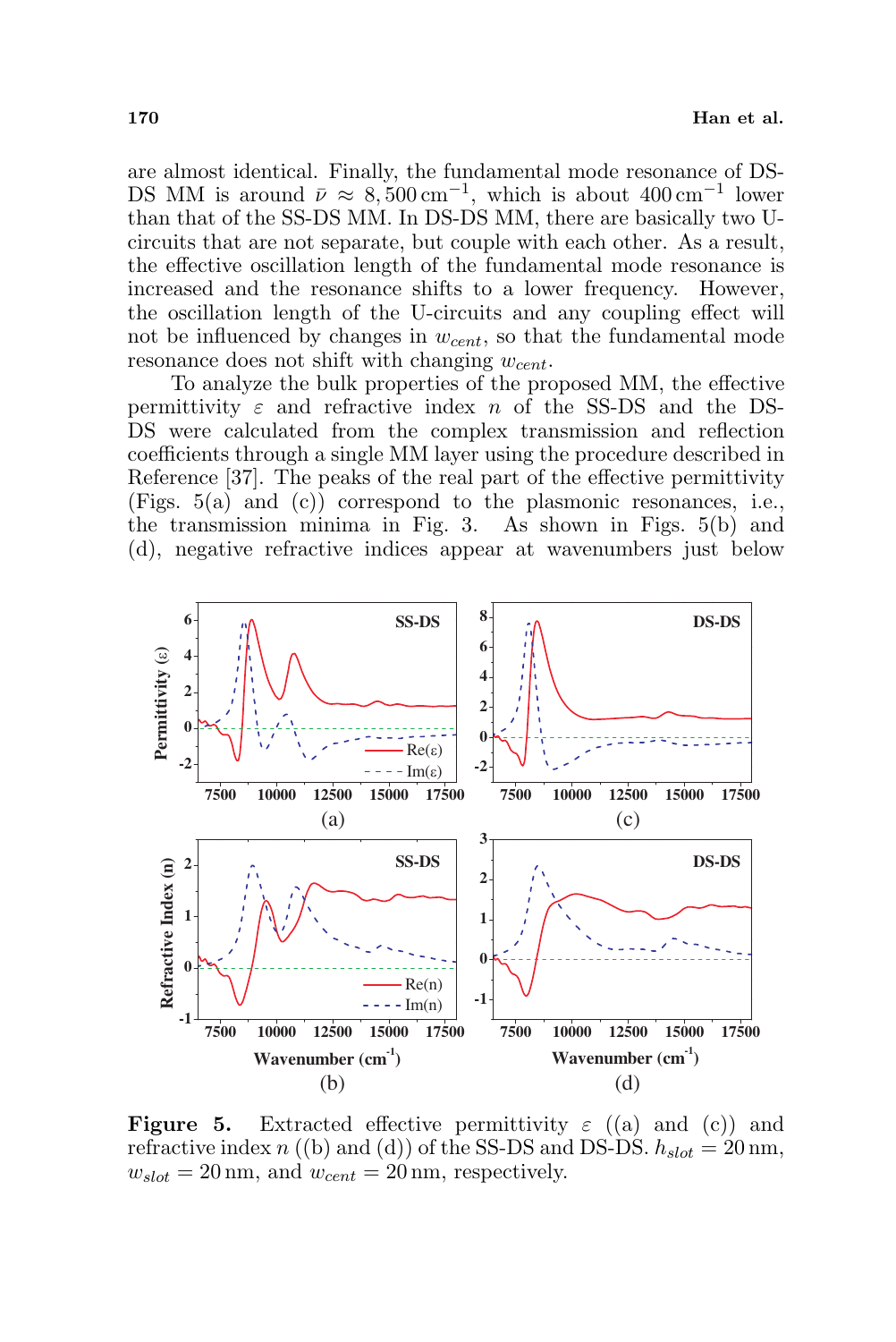are almost identical. Finally, the fundamental mode resonance of DS-DS MM is around $\bar{\nu} \approx 8,500\,\mathrm{cm}^{-1}$, which is about $400\,\mathrm{cm}^{-1}$ lower than that of the SS-DS MM. In DS-DS MM, there are basically two U-circuits that are not separate, but couple with each other. As a result, the effective oscillation length of the fundamental mode resonance is increased and the resonance shifts to a lower frequency. However, the oscillation length of the U-circuits and any coupling effect will not be influenced by changes in $w_{cent}$, so that the fundamental mode resonance does not shift with changing $w_{cent}$.

To analyze the bulk properties of the proposed MM, the effective permittivity $\varepsilon$ and refractive index $n$ of the SS-DS and the DS-DS were calculated from the complex transmission and reflection coefficients through a single MM layer using the procedure described in Reference [37]. The peaks of the real part of the effective permittivity (Figs. 5(a) and (c)) correspond to the plasmonic resonances, i.e., the transmission minima in Fig. 3. As shown in Figs. 5(b) and (d), negative refractive indices appear at wavenumbers just below

**Figure 5.** Extracted effective permittivity $\varepsilon$ ((a) and (c)) and refractive index $n$ ((b) and (d)) of the SS-DS and DS-DS. $h_{slot} = 20\,\mathrm{nm}$, $w_{slot} = 20\,\mathrm{nm}$, and $w_{cent} = 20\,\mathrm{nm}$, respectively.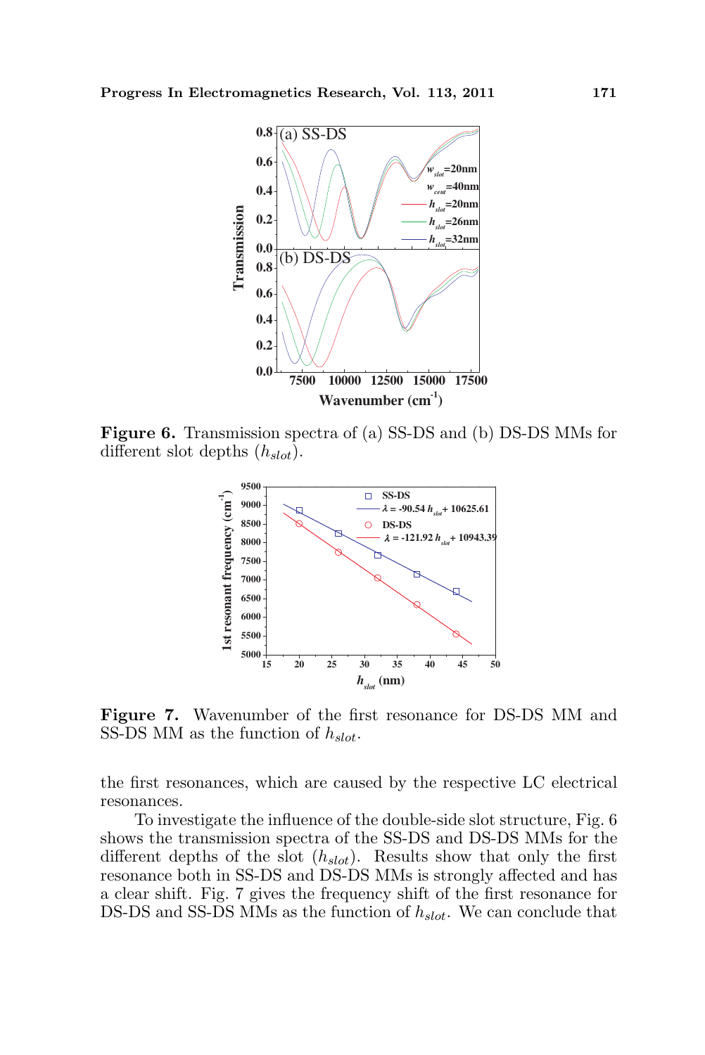**Figure 6.** Transmission spectra of (a) SS-DS and (b) DS-DS MMs for different slot depths ($h_{slot}$).

**Figure 7.** Wavenumber of the first resonance for DS-DS MM and SS-DS MM as the function of $h_{slot}$.

the first resonances, which are caused by the respective LC electrical resonances.

To investigate the influence of the double-side slot structure, Fig. 6 shows the transmission spectra of the SS-DS and DS-DS MMs for the different depths of the slot ($h_{slot}$). Results show that only the first resonance both in SS-DS and DS-DS MMs is strongly affected and has a clear shift. Fig. 7 gives the frequency shift of the first resonance for DS-DS and SS-DS MMs as the function of $h_{slot}$. We can conclude that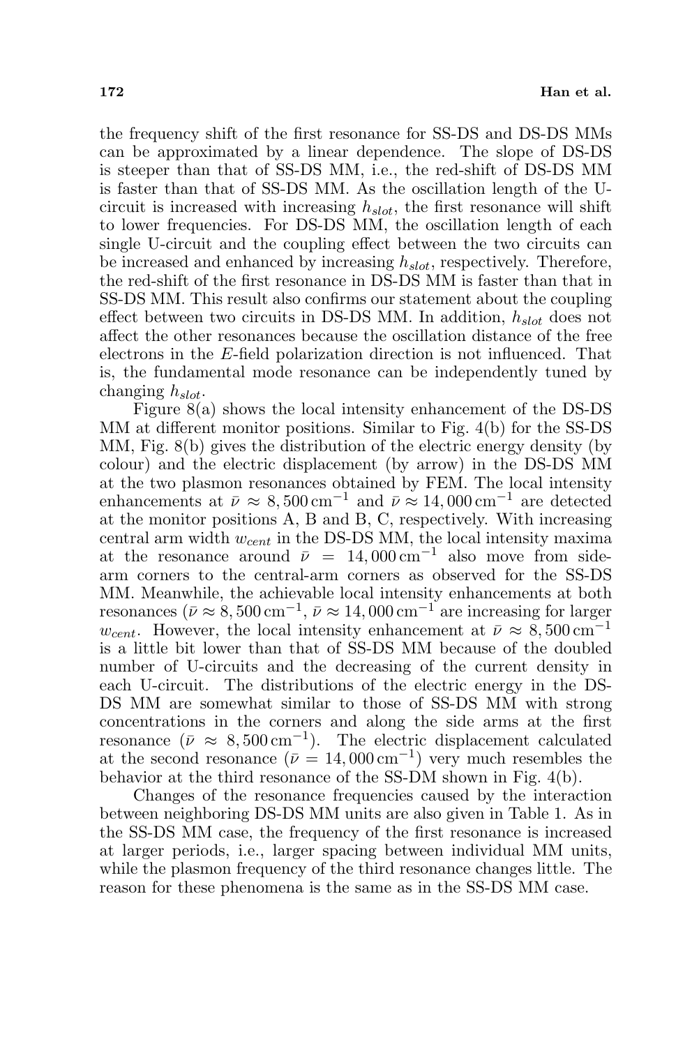the frequency shift of the first resonance for SS-DS and DS-DS MMs can be approximated by a linear dependence. The slope of DS-DS is steeper than that of SS-DS MM, i.e., the red-shift of DS-DS MM is faster than that of SS-DS MM. As the oscillation length of the U-circuit is increased with increasing $h_{slot}$, the first resonance will shift to lower frequencies. For DS-DS MM, the oscillation length of each single U-circuit and the coupling effect between the two circuits can be increased and enhanced by increasing $h_{slot}$, respectively. Therefore, the red-shift of the first resonance in DS-DS MM is faster than that in SS-DS MM. This result also confirms our statement about the coupling effect between two circuits in DS-DS MM. In addition, $h_{slot}$ does not affect the other resonances because the oscillation distance of the free electrons in the $E$-field polarization direction is not influenced. That is, the fundamental mode resonance can be independently tuned by changing $h_{slot}$.

Figure 8(a) shows the local intensity enhancement of the DS-DS MM at different monitor positions. Similar to Fig. 4(b) for the SS-DS MM, Fig. 8(b) gives the distribution of the electric energy density (by colour) and the electric displacement (by arrow) in the DS-DS MM at the two plasmon resonances obtained by FEM. The local intensity enhancements at $\bar{\nu} \approx 8,500\,\text{cm}^{-1}$ and $\bar{\nu} \approx 14,000\,\text{cm}^{-1}$ are detected at the monitor positions A, B and B, C, respectively. With increasing central arm width $w_{cent}$ in the DS-DS MM, the local intensity maxima at the resonance around $\bar{\nu} = 14,000\,\text{cm}^{-1}$ also move from side-arm corners to the central-arm corners as observed for the SS-DS MM. Meanwhile, the achievable local intensity enhancements at both resonances ($\bar{\nu} \approx 8,500\,\text{cm}^{-1}$, $\bar{\nu} \approx 14,000\,\text{cm}^{-1}$ are increasing for larger $w_{cent}$. However, the local intensity enhancement at $\bar{\nu} \approx 8,500\,\text{cm}^{-1}$ is a little bit lower than that of SS-DS MM because of the doubled number of U-circuits and the decreasing of the current density in each U-circuit. The distributions of the electric energy in the DS-DS MM are somewhat similar to those of SS-DS MM with strong concentrations in the corners and along the side arms at the first resonance ($\bar{\nu} \approx 8,500\,\text{cm}^{-1}$). The electric displacement calculated at the second resonance ($\bar{\nu} = 14,000\,\text{cm}^{-1}$) very much resembles the behavior at the third resonance of the SS-DM shown in Fig. 4(b).

Changes of the resonance frequencies caused by the interaction between neighboring DS-DS MM units are also given in Table 1. As in the SS-DS MM case, the frequency of the first resonance is increased at larger periods, i.e., larger spacing between individual MM units, while the plasmon frequency of the third resonance changes little. The reason for these phenomena is the same as in the SS-DS MM case.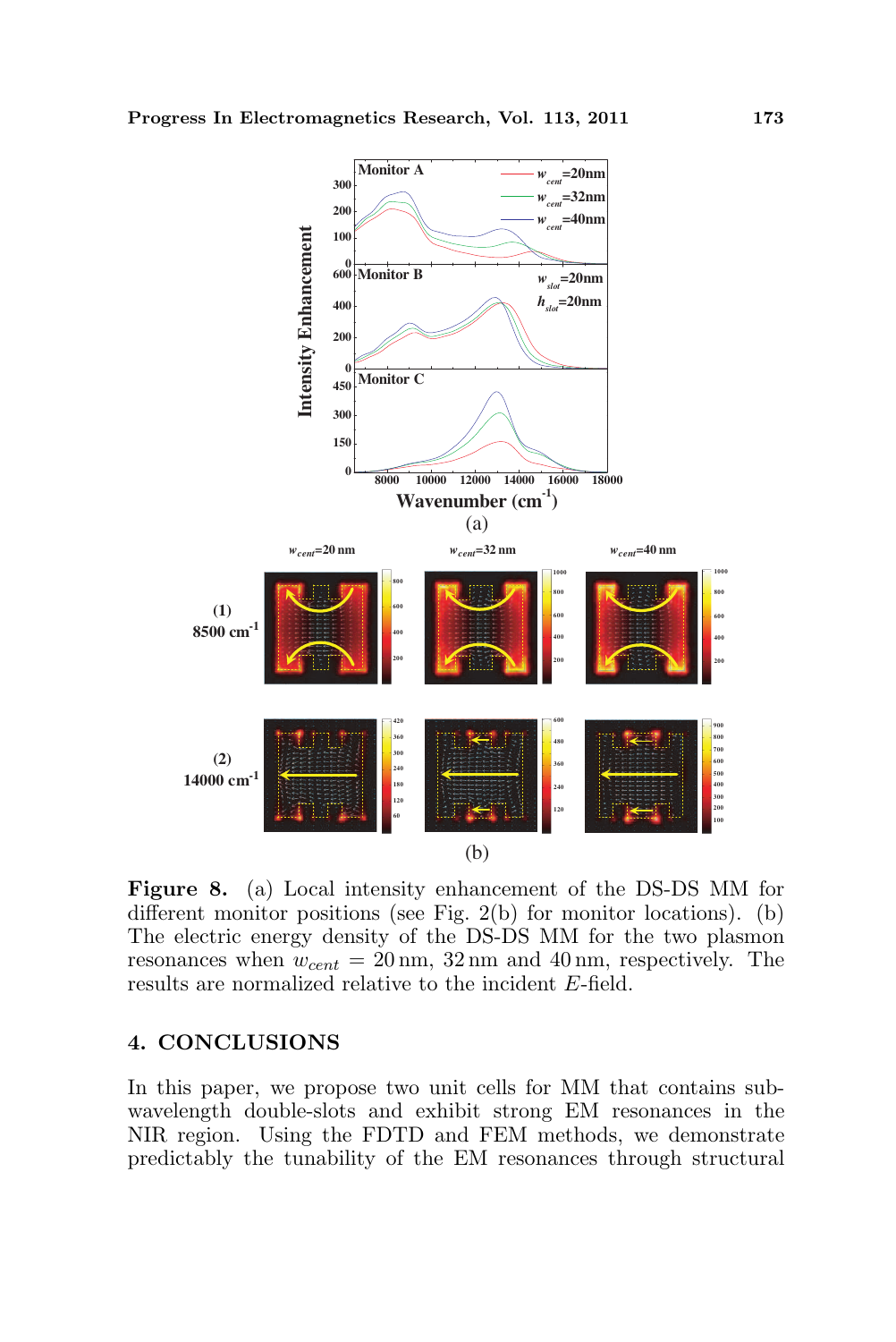**Figure 8.** (a) Local intensity enhancement of the DS-DS MM for different monitor positions (see Fig. 2(b) for monitor locations). (b) The electric energy density of the DS-DS MM for the two plasmon resonances when $w_{cent} = 20\,\text{nm}$, $32\,\text{nm}$ and $40\,\text{nm}$, respectively. The results are normalized relative to the incident $E$-field.

## 4. CONCLUSIONS

In this paper, we propose two unit cells for MM that contains sub-wavelength double-slots and exhibit strong EM resonances in the NIR region. Using the FDTD and FEM methods, we demonstrate predictably the tunability of the EM resonances through structural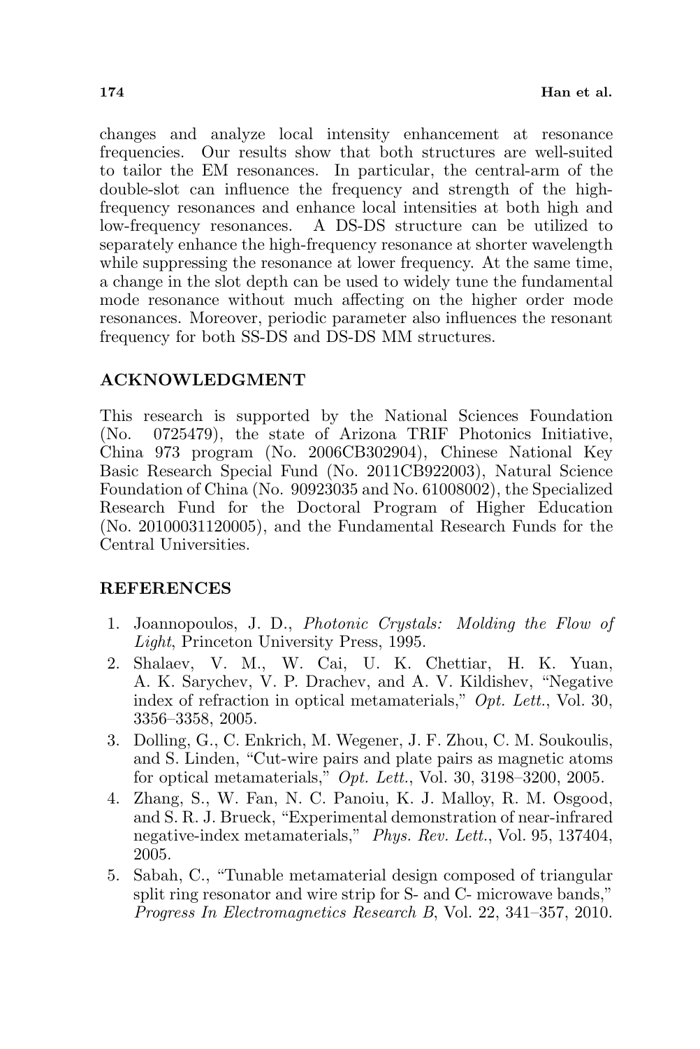changes and analyze local intensity enhancement at resonance frequencies. Our results show that both structures are well-suited to tailor the EM resonances. In particular, the central-arm of the double-slot can influence the frequency and strength of the high-frequency resonances and enhance local intensities at both high and low-frequency resonances. A DS-DS structure can be utilized to separately enhance the high-frequency resonance at shorter wavelength while suppressing the resonance at lower frequency. At the same time, a change in the slot depth can be used to widely tune the fundamental mode resonance without much affecting on the higher order mode resonances. Moreover, periodic parameter also influences the resonant frequency for both SS-DS and DS-DS MM structures.

## ACKNOWLEDGMENT

This research is supported by the National Sciences Foundation (No. 0725479), the state of Arizona TRIF Photonics Initiative, China 973 program (No. 2006CB302904), Chinese National Key Basic Research Special Fund (No. 2011CB922003), Natural Science Foundation of China (No. 90923035 and No. 61008002), the Specialized Research Fund for the Doctoral Program of Higher Education (No. 20100031120005), and the Fundamental Research Funds for the Central Universities.

## REFERENCES

1. Joannopoulos, J. D., *Photonic Crystals: Molding the Flow of Light*, Princeton University Press, 1995.
2. Shalaev, V. M., W. Cai, U. K. Chettiar, H. K. Yuan, A. K. Sarychev, V. P. Drachev, and A. V. Kildishev, "Negative index of refraction in optical metamaterials," *Opt. Lett.*, Vol. 30, 3356–3358, 2005.
3. Dolling, G., C. Enkrich, M. Wegener, J. F. Zhou, C. M. Soukoulis, and S. Linden, "Cut-wire pairs and plate pairs as magnetic atoms for optical metamaterials," *Opt. Lett.*, Vol. 30, 3198–3200, 2005.
4. Zhang, S., W. Fan, N. C. Panoiu, K. J. Malloy, R. M. Osgood, and S. R. J. Brueck, "Experimental demonstration of near-infrared negative-index metamaterials," *Phys. Rev. Lett.*, Vol. 95, 137404, 2005.
5. Sabah, C., "Tunable metamaterial design composed of triangular split ring resonator and wire strip for S- and C- microwave bands," *Progress In Electromagnetics Research B*, Vol. 22, 341–357, 2010.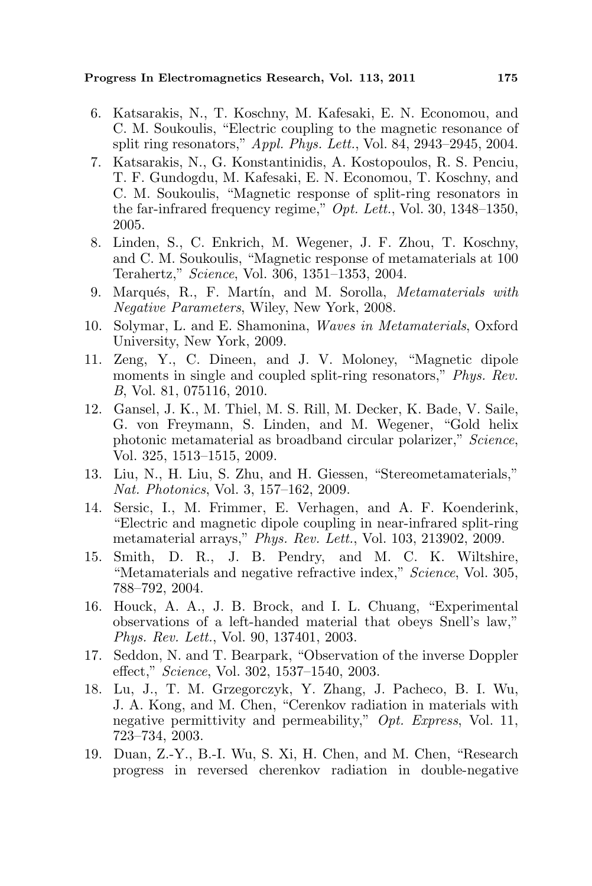6. Katsarakis, N., T. Koschny, M. Kafesaki, E. N. Economou, and C. M. Soukoulis, "Electric coupling to the magnetic resonance of split ring resonators," *Appl. Phys. Lett.*, Vol. 84, 2943–2945, 2004.
7. Katsarakis, N., G. Konstantinidis, A. Kostopoulos, R. S. Penciu, T. F. Gundogdu, M. Kafesaki, E. N. Economou, T. Koschny, and C. M. Soukoulis, "Magnetic response of split-ring resonators in the far-infrared frequency regime," *Opt. Lett.*, Vol. 30, 1348–1350, 2005.
8. Linden, S., C. Enkrich, M. Wegener, J. F. Zhou, T. Koschny, and C. M. Soukoulis, "Magnetic response of metamaterials at 100 Terahertz," *Science*, Vol. 306, 1351–1353, 2004.
9. Marqués, R., F. Martín, and M. Sorolla, *Metamaterials with Negative Parameters*, Wiley, New York, 2008.
10. Solymar, L. and E. Shamonina, *Waves in Metamaterials*, Oxford University, New York, 2009.
11. Zeng, Y., C. Dineen, and J. V. Moloney, "Magnetic dipole moments in single and coupled split-ring resonators," *Phys. Rev. B*, Vol. 81, 075116, 2010.
12. Gansel, J. K., M. Thiel, M. S. Rill, M. Decker, K. Bade, V. Saile, G. von Freymann, S. Linden, and M. Wegener, "Gold helix photonic metamaterial as broadband circular polarizer," *Science*, Vol. 325, 1513–1515, 2009.
13. Liu, N., H. Liu, S. Zhu, and H. Giessen, "Stereometamaterials," *Nat. Photonics*, Vol. 3, 157–162, 2009.
14. Sersic, I., M. Frimmer, E. Verhagen, and A. F. Koenderink, "Electric and magnetic dipole coupling in near-infrared split-ring metamaterial arrays," *Phys. Rev. Lett.*, Vol. 103, 213902, 2009.
15. Smith, D. R., J. B. Pendry, and M. C. K. Wiltshire, "Metamaterials and negative refractive index," *Science*, Vol. 305, 788–792, 2004.
16. Houck, A. A., J. B. Brock, and I. L. Chuang, "Experimental observations of a left-handed material that obeys Snell's law," *Phys. Rev. Lett.*, Vol. 90, 137401, 2003.
17. Seddon, N. and T. Bearpark, "Observation of the inverse Doppler effect," *Science*, Vol. 302, 1537–1540, 2003.
18. Lu, J., T. M. Grzegorczyk, Y. Zhang, J. Pacheco, B. I. Wu, J. A. Kong, and M. Chen, "Cerenkov radiation in materials with negative permittivity and permeability," *Opt. Express*, Vol. 11, 723–734, 2003.
19. Duan, Z.-Y., B.-I. Wu, S. Xi, H. Chen, and M. Chen, "Research progress in reversed cherenkov radiation in double-negative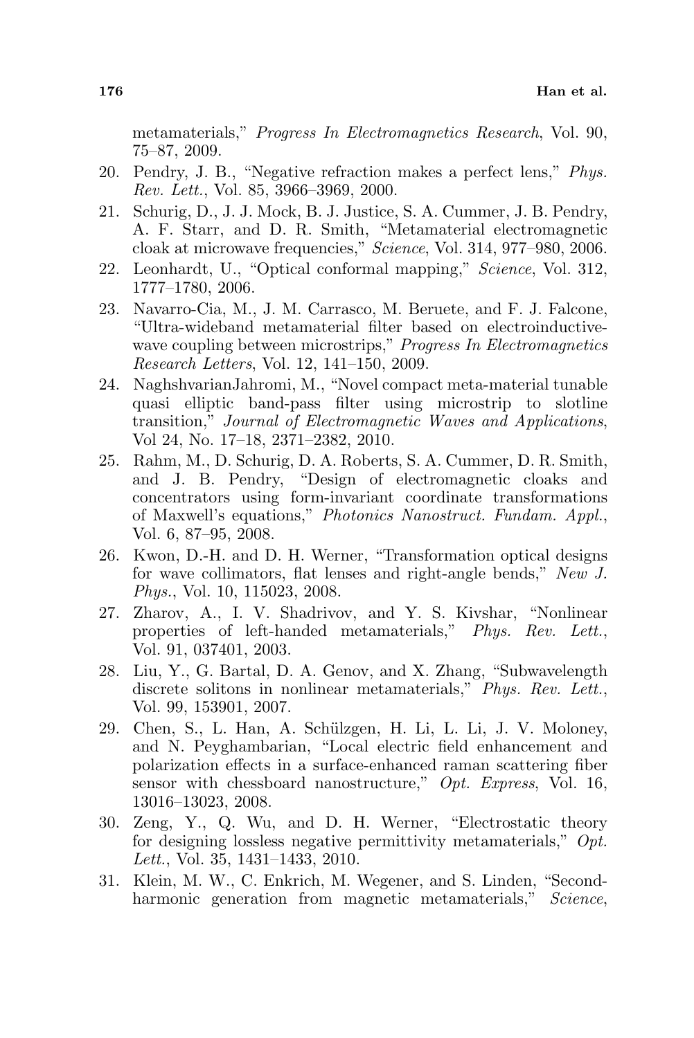metamaterials," *Progress In Electromagnetics Research*, Vol. 90, 75–87, 2009.

20. Pendry, J. B., "Negative refraction makes a perfect lens," *Phys. Rev. Lett.*, Vol. 85, 3966–3969, 2000.
21. Schurig, D., J. J. Mock, B. J. Justice, S. A. Cummer, J. B. Pendry, A. F. Starr, and D. R. Smith, "Metamaterial electromagnetic cloak at microwave frequencies," *Science*, Vol. 314, 977–980, 2006.
22. Leonhardt, U., "Optical conformal mapping," *Science*, Vol. 312, 1777–1780, 2006.
23. Navarro-Cia, M., J. M. Carrasco, M. Beruete, and F. J. Falcone, "Ultra-wideband metamaterial filter based on electroinductive-wave coupling between microstrips," *Progress In Electromagnetics Research Letters*, Vol. 12, 141–150, 2009.
24. NaghshvarianJahromi, M., "Novel compact meta-material tunable quasi elliptic band-pass filter using microstrip to slotline transition," *Journal of Electromagnetic Waves and Applications*, Vol 24, No. 17–18, 2371–2382, 2010.
25. Rahm, M., D. Schurig, D. A. Roberts, S. A. Cummer, D. R. Smith, and J. B. Pendry, "Design of electromagnetic cloaks and concentrators using form-invariant coordinate transformations of Maxwell's equations," *Photonics Nanostruct. Fundam. Appl.*, Vol. 6, 87–95, 2008.
26. Kwon, D.-H. and D. H. Werner, "Transformation optical designs for wave collimators, flat lenses and right-angle bends," *New J. Phys.*, Vol. 10, 115023, 2008.
27. Zharov, A., I. V. Shadrivov, and Y. S. Kivshar, "Nonlinear properties of left-handed metamaterials," *Phys. Rev. Lett.*, Vol. 91, 037401, 2003.
28. Liu, Y., G. Bartal, D. A. Genov, and X. Zhang, "Subwavelength discrete solitons in nonlinear metamaterials," *Phys. Rev. Lett.*, Vol. 99, 153901, 2007.
29. Chen, S., L. Han, A. Schülzgen, H. Li, L. Li, J. V. Moloney, and N. Peyghambarian, "Local electric field enhancement and polarization effects in a surface-enhanced raman scattering fiber sensor with chessboard nanostructure," *Opt. Express*, Vol. 16, 13016–13023, 2008.
30. Zeng, Y., Q. Wu, and D. H. Werner, "Electrostatic theory for designing lossless negative permittivity metamaterials," *Opt. Lett.*, Vol. 35, 1431–1433, 2010.
31. Klein, M. W., C. Enkrich, M. Wegener, and S. Linden, "Second-harmonic generation from magnetic metamaterials," *Science*,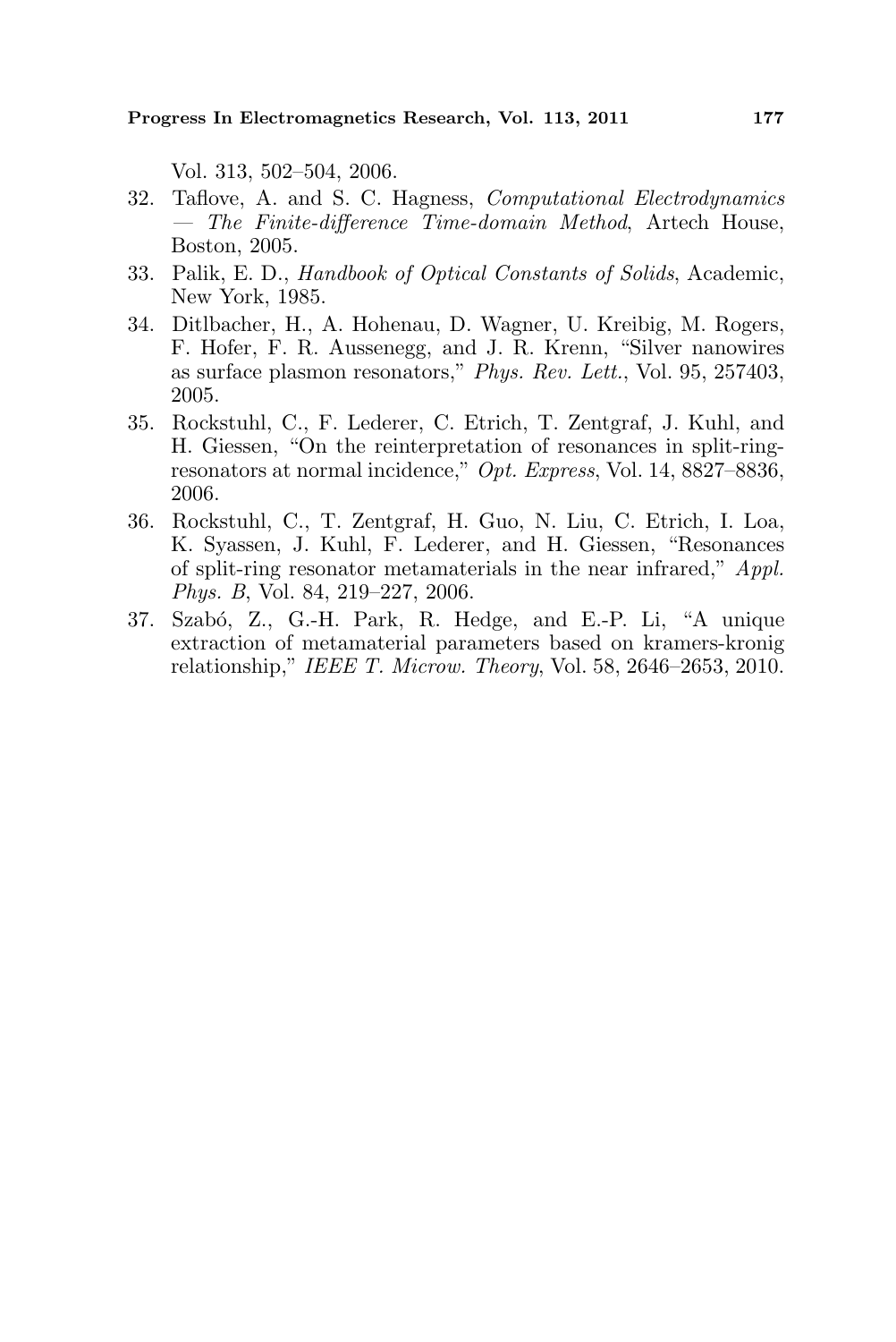Vol. 313, 502–504, 2006.

32. Taflove, A. and S. C. Hagness, *Computational Electrodynamics — The Finite-difference Time-domain Method*, Artech House, Boston, 2005.
33. Palik, E. D., *Handbook of Optical Constants of Solids*, Academic, New York, 1985.
34. Ditlbacher, H., A. Hohenau, D. Wagner, U. Kreibig, M. Rogers, F. Hofer, F. R. Aussenegg, and J. R. Krenn, "Silver nanowires as surface plasmon resonators," *Phys. Rev. Lett.*, Vol. 95, 257403, 2005.
35. Rockstuhl, C., F. Lederer, C. Etrich, T. Zentgraf, J. Kuhl, and H. Giessen, "On the reinterpretation of resonances in split-ring-resonators at normal incidence," *Opt. Express*, Vol. 14, 8827–8836, 2006.
36. Rockstuhl, C., T. Zentgraf, H. Guo, N. Liu, C. Etrich, I. Loa, K. Syassen, J. Kuhl, F. Lederer, and H. Giessen, "Resonances of split-ring resonator metamaterials in the near infrared," *Appl. Phys. B*, Vol. 84, 219–227, 2006.
37. Szabó, Z., G.-H. Park, R. Hedge, and E.-P. Li, "A unique extraction of metamaterial parameters based on kramers-kronig relationship," *IEEE T. Microw. Theory*, Vol. 58, 2646–2653, 2010.